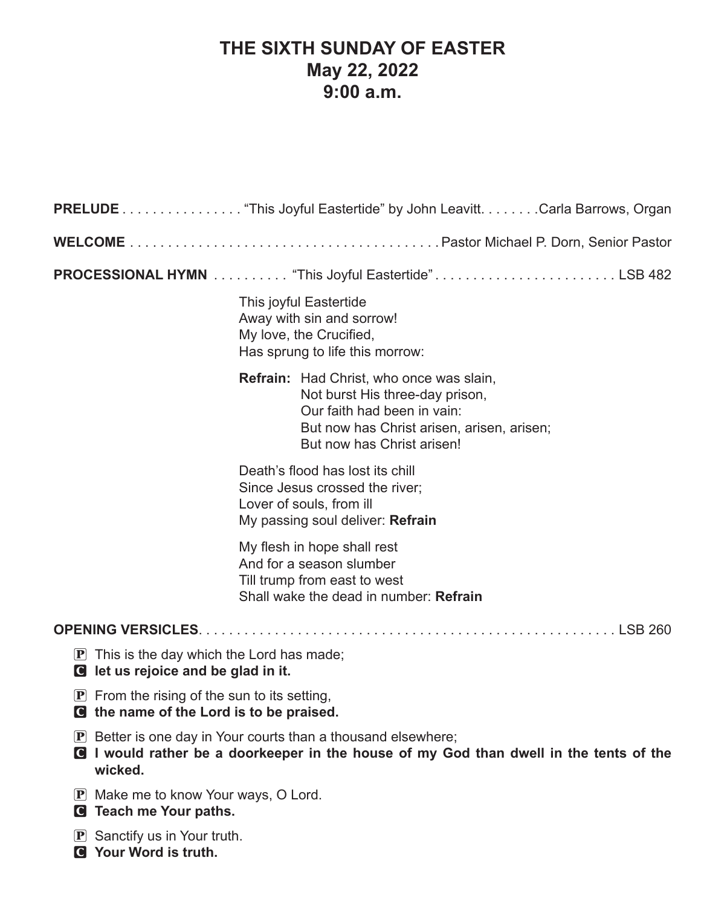# THE SIXTH SUNDAY OF EASTER
## May 22, 2022
## 9:00 a.m.

**PRELUDE** . . . . . . . . . . . . . . . . "This Joyful Eastertide" by John Leavitt. . . . . . . .Carla Barrows, Organ

**WELCOME** . . . . . . . . . . . . . . . . . . . . . . . . . . . . . . . . . . . . . . . . . Pastor Michael P. Dorn, Senior Pastor

**PROCESSIONAL HYMN** . . . . . . . . . . "This Joyful Eastertide" . . . . . . . . . . . . . . . . . . . . . . . . LSB 482

This joyful Eastertide
Away with sin and sorrow!
My love, the Crucified,
Has sprung to life this morrow:

**Refrain:** Had Christ, who once was slain,
Not burst His three-day prison,
Our faith had been in vain:
But now has Christ arisen, arisen, arisen;
But now has Christ arisen!

Death's flood has lost its chill
Since Jesus crossed the river;
Lover of souls, from ill
My passing soul deliver: **Refrain**

My flesh in hope shall rest
And for a season slumber
Till trump from east to west
Shall wake the dead in number: **Refrain**

**OPENING VERSICLES**. . . . . . . . . . . . . . . . . . . . . . . . . . . . . . . . . . . . . . . . . . . . . . . . . . . . . . LSB 260

P This is the day which the Lord has made;
C **let us rejoice and be glad in it.**

P From the rising of the sun to its setting,
C **the name of the Lord is to be praised.**

P Better is one day in Your courts than a thousand elsewhere;
C **I would rather be a doorkeeper in the house of my God than dwell in the tents of the wicked.**

P Make me to know Your ways, O Lord.
C **Teach me Your paths.**

P Sanctify us in Your truth.
C **Your Word is truth.**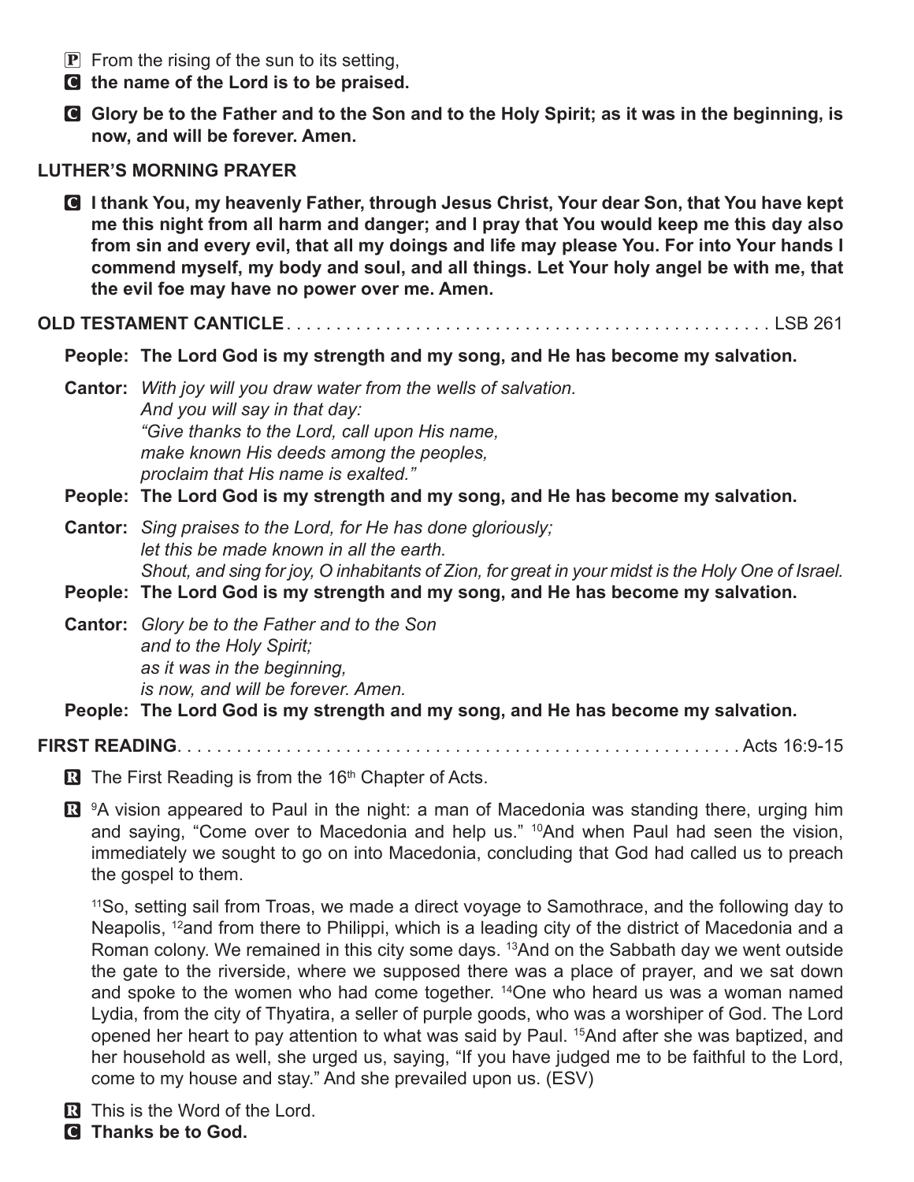P From the rising of the sun to its setting,

**C the name of the Lord is to be praised.**

**C Glory be to the Father and to the Son and to the Holy Spirit; as it was in the beginning, is now, and will be forever. Amen.**

## LUTHER'S MORNING PRAYER

**C I thank You, my heavenly Father, through Jesus Christ, Your dear Son, that You have kept me this night from all harm and danger; and I pray that You would keep me this day also from sin and every evil, that all my doings and life may please You. For into Your hands I commend myself, my body and soul, and all things. Let Your holy angel be with me, that the evil foe may have no power over me. Amen.**

## OLD TESTAMENT CANTICLE . . . . . . . . . . . . . . . . . . . . . . . . . . . . . . . . . . . . . . . . . . . . . . LSB 261

**People: The Lord God is my strength and my song, and He has become my salvation.**

**Cantor:** *With joy will you draw water from the wells of salvation.*
*And you will say in that day:*
*"Give thanks to the Lord, call upon His name,*
*make known His deeds among the peoples,*
*proclaim that His name is exalted."*

**People: The Lord God is my strength and my song, and He has become my salvation.**

**Cantor:** *Sing praises to the Lord, for He has done gloriously;*
*let this be made known in all the earth.*
*Shout, and sing for joy, O inhabitants of Zion, for great in your midst is the Holy One of Israel.*

**People: The Lord God is my strength and my song, and He has become my salvation.**

**Cantor:** *Glory be to the Father and to the Son*
*and to the Holy Spirit;*
*as it was in the beginning,*
*is now, and will be forever. Amen.*

**People: The Lord God is my strength and my song, and He has become my salvation.**

## FIRST READING. . . . . . . . . . . . . . . . . . . . . . . . . . . . . . . . . . . . . . . . . . . . . . . . . . . . . . . Acts 16:9-15

R The First Reading is from the 16th Chapter of Acts.

R [9]A vision appeared to Paul in the night: a man of Macedonia was standing there, urging him and saying, "Come over to Macedonia and help us." [10]And when Paul had seen the vision, immediately we sought to go on into Macedonia, concluding that God had called us to preach the gospel to them.

[11]So, setting sail from Troas, we made a direct voyage to Samothrace, and the following day to Neapolis, [12]and from there to Philippi, which is a leading city of the district of Macedonia and a Roman colony. We remained in this city some days. [13]And on the Sabbath day we went outside the gate to the riverside, where we supposed there was a place of prayer, and we sat down and spoke to the women who had come together. [14]One who heard us was a woman named Lydia, from the city of Thyatira, a seller of purple goods, who was a worshiper of God. The Lord opened her heart to pay attention to what was said by Paul. [15]And after she was baptized, and her household as well, she urged us, saying, "If you have judged me to be faithful to the Lord, come to my house and stay." And she prevailed upon us. (ESV)

R This is the Word of the Lord.

**C Thanks be to God.**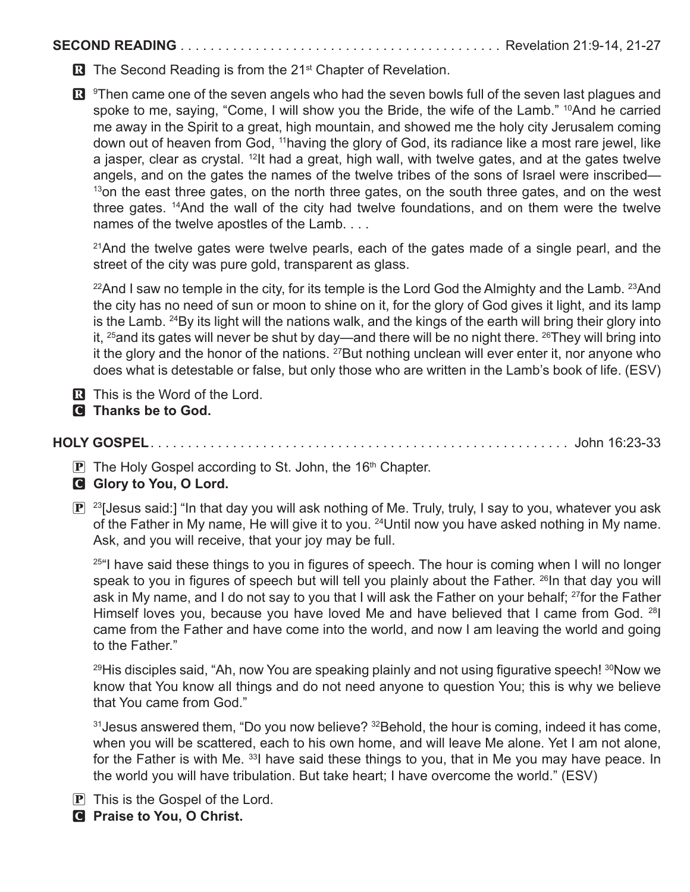**SECOND READING** . . . . . . . . . . . . . . . . . . . . . . . . . . . . . . . . . . . . . . . . . . Revelation 21:9-14, 21-27

R The Second Reading is from the 21st Chapter of Revelation.

R [9]Then came one of the seven angels who had the seven bowls full of the seven last plagues and spoke to me, saying, "Come, I will show you the Bride, the wife of the Lamb." [10]And he carried me away in the Spirit to a great, high mountain, and showed me the holy city Jerusalem coming down out of heaven from God, [11]having the glory of God, its radiance like a most rare jewel, like a jasper, clear as crystal. [12]It had a great, high wall, with twelve gates, and at the gates twelve angels, and on the gates the names of the twelve tribes of the sons of Israel were inscribed— [13]on the east three gates, on the north three gates, on the south three gates, and on the west three gates. [14]And the wall of the city had twelve foundations, and on them were the twelve names of the twelve apostles of the Lamb. . . .

[21]And the twelve gates were twelve pearls, each of the gates made of a single pearl, and the street of the city was pure gold, transparent as glass.

[22]And I saw no temple in the city, for its temple is the Lord God the Almighty and the Lamb. [23]And the city has no need of sun or moon to shine on it, for the glory of God gives it light, and its lamp is the Lamb. [24]By its light will the nations walk, and the kings of the earth will bring their glory into it, [25]and its gates will never be shut by day—and there will be no night there. [26]They will bring into it the glory and the honor of the nations. [27]But nothing unclean will ever enter it, nor anyone who does what is detestable or false, but only those who are written in the Lamb's book of life. (ESV)

R This is the Word of the Lord.

C **Thanks be to God.**

**HOLY GOSPEL** . . . . . . . . . . . . . . . . . . . . . . . . . . . . . . . . . . . . . . . . . . . . . . . . . . . . John 16:23-33

P The Holy Gospel according to St. John, the 16th Chapter.

C **Glory to You, O Lord.**

P [23][Jesus said:] "In that day you will ask nothing of Me. Truly, truly, I say to you, whatever you ask of the Father in My name, He will give it to you. [24]Until now you have asked nothing in My name. Ask, and you will receive, that your joy may be full.

[25]"I have said these things to you in figures of speech. The hour is coming when I will no longer speak to you in figures of speech but will tell you plainly about the Father. [26]In that day you will ask in My name, and I do not say to you that I will ask the Father on your behalf; [27]for the Father Himself loves you, because you have loved Me and have believed that I came from God. [28]I came from the Father and have come into the world, and now I am leaving the world and going to the Father."

[29]His disciples said, "Ah, now You are speaking plainly and not using figurative speech! [30]Now we know that You know all things and do not need anyone to question You; this is why we believe that You came from God."

[31]Jesus answered them, "Do you now believe? [32]Behold, the hour is coming, indeed it has come, when you will be scattered, each to his own home, and will leave Me alone. Yet I am not alone, for the Father is with Me. [33]I have said these things to you, that in Me you may have peace. In the world you will have tribulation. But take heart; I have overcome the world." (ESV)

P This is the Gospel of the Lord.

C **Praise to You, O Christ.**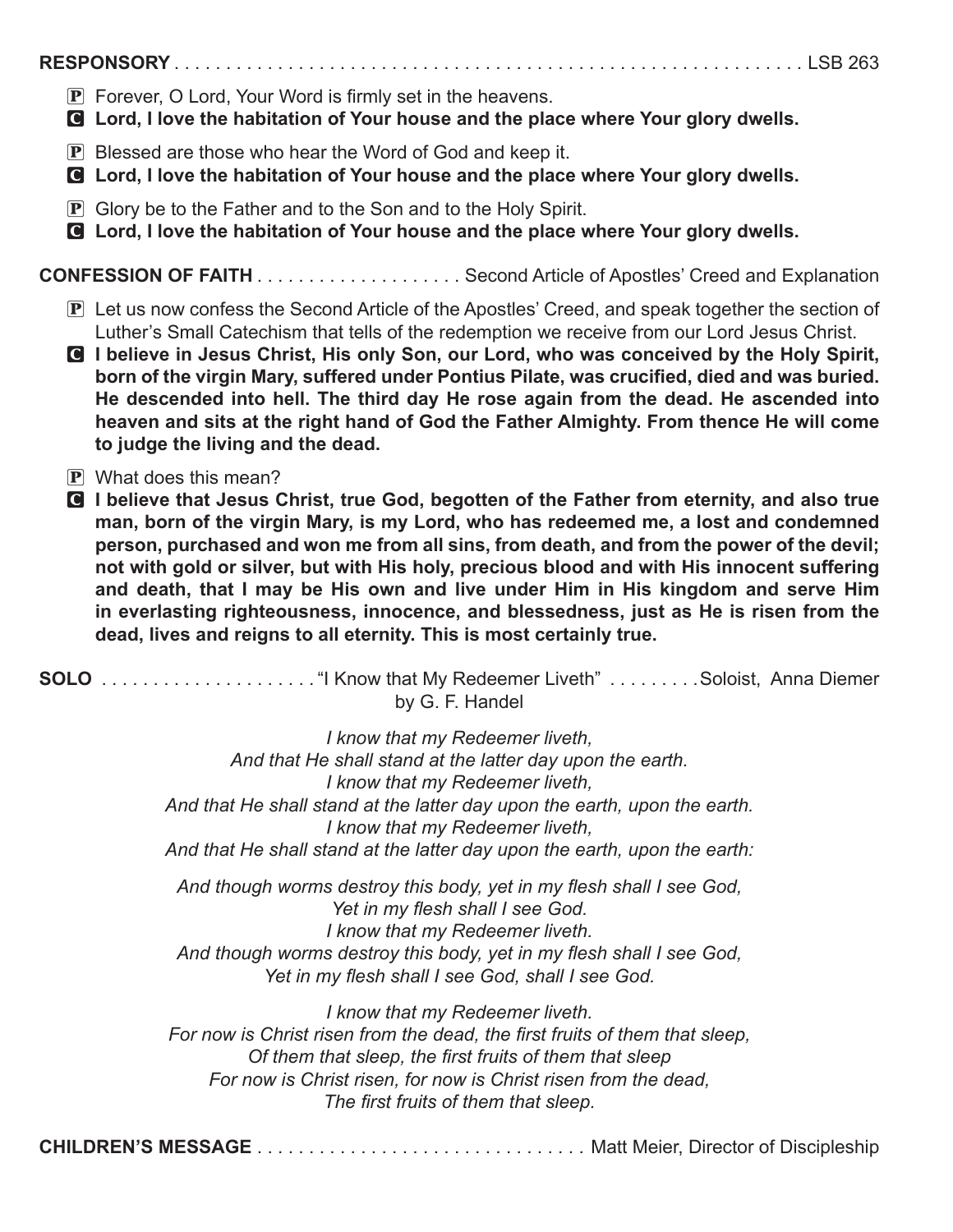**RESPONSORY** . . . . . . . . . . . . . . . . . . . . . . . . . . . . . . . . . . . . . . . . . . . . . . . . . . . . . . . . . . . . LSB 263

P Forever, O Lord, Your Word is firmly set in the heavens.
**C Lord, I love the habitation of Your house and the place where Your glory dwells.**

P Blessed are those who hear the Word of God and keep it.
**C Lord, I love the habitation of Your house and the place where Your glory dwells.**

P Glory be to the Father and to the Son and to the Holy Spirit.
**C Lord, I love the habitation of Your house and the place where Your glory dwells.**

**CONFESSION OF FAITH** . . . . . . . . . . . . . . . . . . . Second Article of Apostles' Creed and Explanation

P Let us now confess the Second Article of the Apostles' Creed, and speak together the section of Luther's Small Catechism that tells of the redemption we receive from our Lord Jesus Christ.
**C I believe in Jesus Christ, His only Son, our Lord, who was conceived by the Holy Spirit, born of the virgin Mary, suffered under Pontius Pilate, was crucified, died and was buried. He descended into hell. The third day He rose again from the dead. He ascended into heaven and sits at the right hand of God the Father Almighty. From thence He will come to judge the living and the dead.**

P What does this mean?
**C I believe that Jesus Christ, true God, begotten of the Father from eternity, and also true man, born of the virgin Mary, is my Lord, who has redeemed me, a lost and condemned person, purchased and won me from all sins, from death, and from the power of the devil; not with gold or silver, but with His holy, precious blood and with His innocent suffering and death, that I may be His own and live under Him in His kingdom and serve Him in everlasting righteousness, innocence, and blessedness, just as He is risen from the dead, lives and reigns to all eternity. This is most certainly true.**

**SOLO** . . . . . . . . . . . . . . . . . . . . "I Know that My Redeemer Liveth" . . . . . . . . . Soloist, Anna Diemer
by G. F. Handel

*I know that my Redeemer liveth,*
*And that He shall stand at the latter day upon the earth.*
*I know that my Redeemer liveth,*
*And that He shall stand at the latter day upon the earth, upon the earth.*
*I know that my Redeemer liveth,*
*And that He shall stand at the latter day upon the earth, upon the earth:*

*And though worms destroy this body, yet in my flesh shall I see God,*
*Yet in my flesh shall I see God.*
*I know that my Redeemer liveth.*
*And though worms destroy this body, yet in my flesh shall I see God,*
*Yet in my flesh shall I see God, shall I see God.*

*I know that my Redeemer liveth.*
*For now is Christ risen from the dead, the first fruits of them that sleep,*
*Of them that sleep, the first fruits of them that sleep*
*For now is Christ risen, for now is Christ risen from the dead,*
*The first fruits of them that sleep.*

**CHILDREN'S MESSAGE** . . . . . . . . . . . . . . . . . . . . . . . . . . . . . . . Matt Meier, Director of Discipleship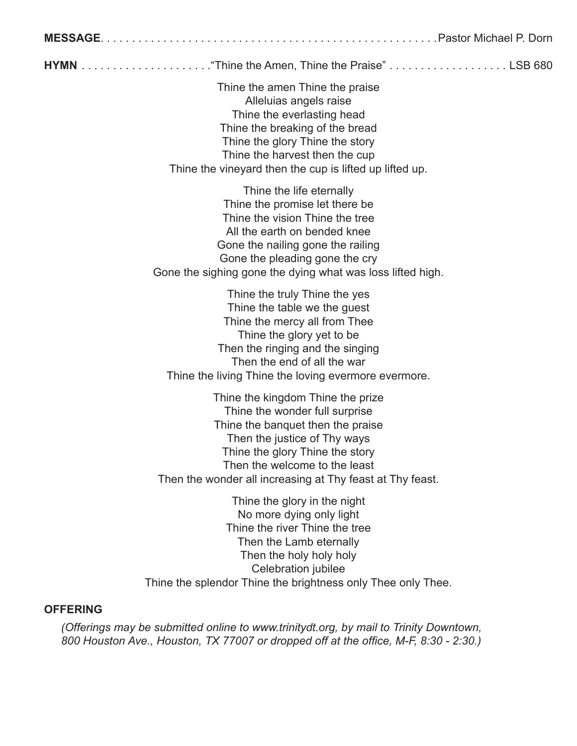**MESSAGE**. . . . . . . . . . . . . . . . . . . . . . . . . . . . . . . . . . . . . . . . . . . . . . . . . . . . . .Pastor Michael P. Dorn

**HYMN** . . . . . . . . . . . . . . . . . . . . .“Thine the Amen, Thine the Praise” . . . . . . . . . . . . . . . . . . . LSB 680

Thine the amen Thine the praise
Alleluias angels raise
Thine the everlasting head
Thine the breaking of the bread
Thine the glory Thine the story
Thine the harvest then the cup
Thine the vineyard then the cup is lifted up lifted up.

Thine the life eternally
Thine the promise let there be
Thine the vision Thine the tree
All the earth on bended knee
Gone the nailing gone the railing
Gone the pleading gone the cry
Gone the sighing gone the dying what was loss lifted high.

Thine the truly Thine the yes
Thine the table we the guest
Thine the mercy all from Thee
Thine the glory yet to be
Then the ringing and the singing
Then the end of all the war
Thine the living Thine the loving evermore evermore.

Thine the kingdom Thine the prize
Thine the wonder full surprise
Thine the banquet then the praise
Then the justice of Thy ways
Thine the glory Thine the story
Then the welcome to the least
Then the wonder all increasing at Thy feast at Thy feast.

Thine the glory in the night
No more dying only light
Thine the river Thine the tree
Then the Lamb eternally
Then the holy holy holy
Celebration jubilee
Thine the splendor Thine the brightness only Thee only Thee.

**OFFERING**

*(Offerings may be submitted online to www.trinitydt.org, by mail to Trinity Downtown, 800 Houston Ave., Houston, TX 77007 or dropped off at the office, M-F, 8:30 - 2:30.)*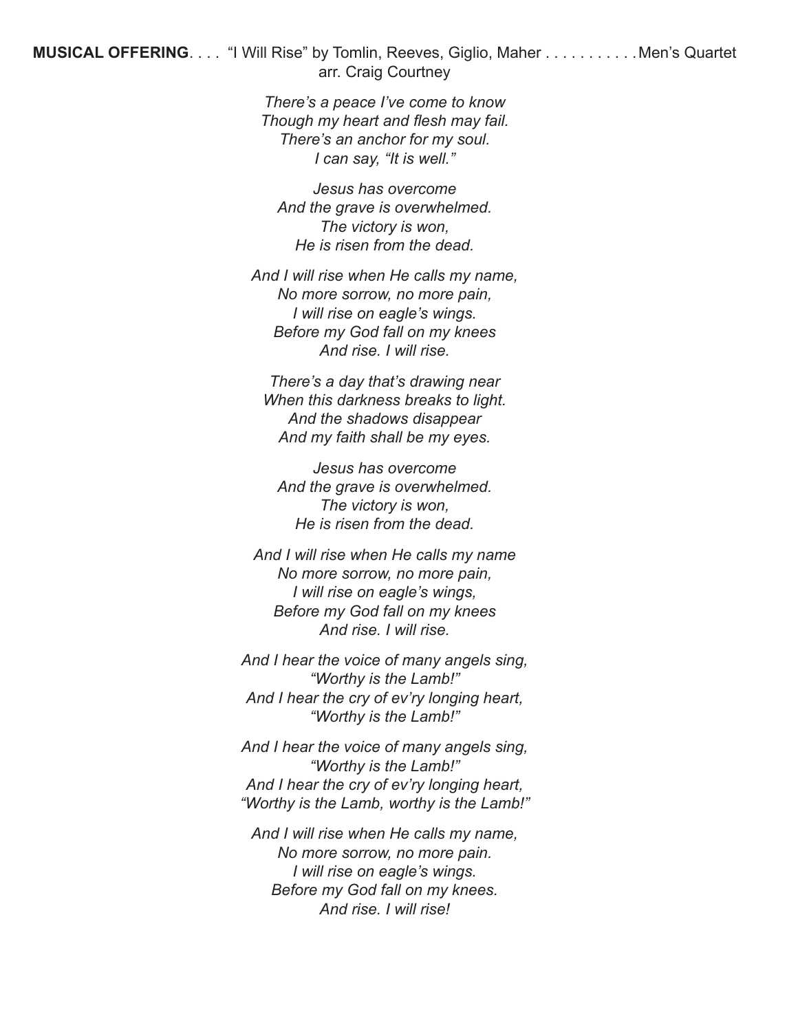**MUSICAL OFFERING**. . . .  "I Will Rise" by Tomlin, Reeves, Giglio, Maher . . . . . . . . . . . Men's Quartet
arr. Craig Courtney

*There's a peace I've come to know*
*Though my heart and flesh may fail.*
*There's an anchor for my soul.*
*I can say, "It is well."*

*Jesus has overcome*
*And the grave is overwhelmed.*
*The victory is won,*
*He is risen from the dead.*

*And I will rise when He calls my name,*
*No more sorrow, no more pain,*
*I will rise on eagle's wings.*
*Before my God fall on my knees*
*And rise. I will rise.*

*There's a day that's drawing near*
*When this darkness breaks to light.*
*And the shadows disappear*
*And my faith shall be my eyes.*

*Jesus has overcome*
*And the grave is overwhelmed.*
*The victory is won,*
*He is risen from the dead.*

*And I will rise when He calls my name*
*No more sorrow, no more pain,*
*I will rise on eagle's wings,*
*Before my God fall on my knees*
*And rise. I will rise.*

*And I hear the voice of many angels sing,*
*"Worthy is the Lamb!"*
*And I hear the cry of ev'ry longing heart,*
*"Worthy is the Lamb!"*

*And I hear the voice of many angels sing,*
*"Worthy is the Lamb!"*
*And I hear the cry of ev'ry longing heart,*
*"Worthy is the Lamb, worthy is the Lamb!"*

*And I will rise when He calls my name,*
*No more sorrow, no more pain.*
*I will rise on eagle's wings.*
*Before my God fall on my knees.*
*And rise. I will rise!*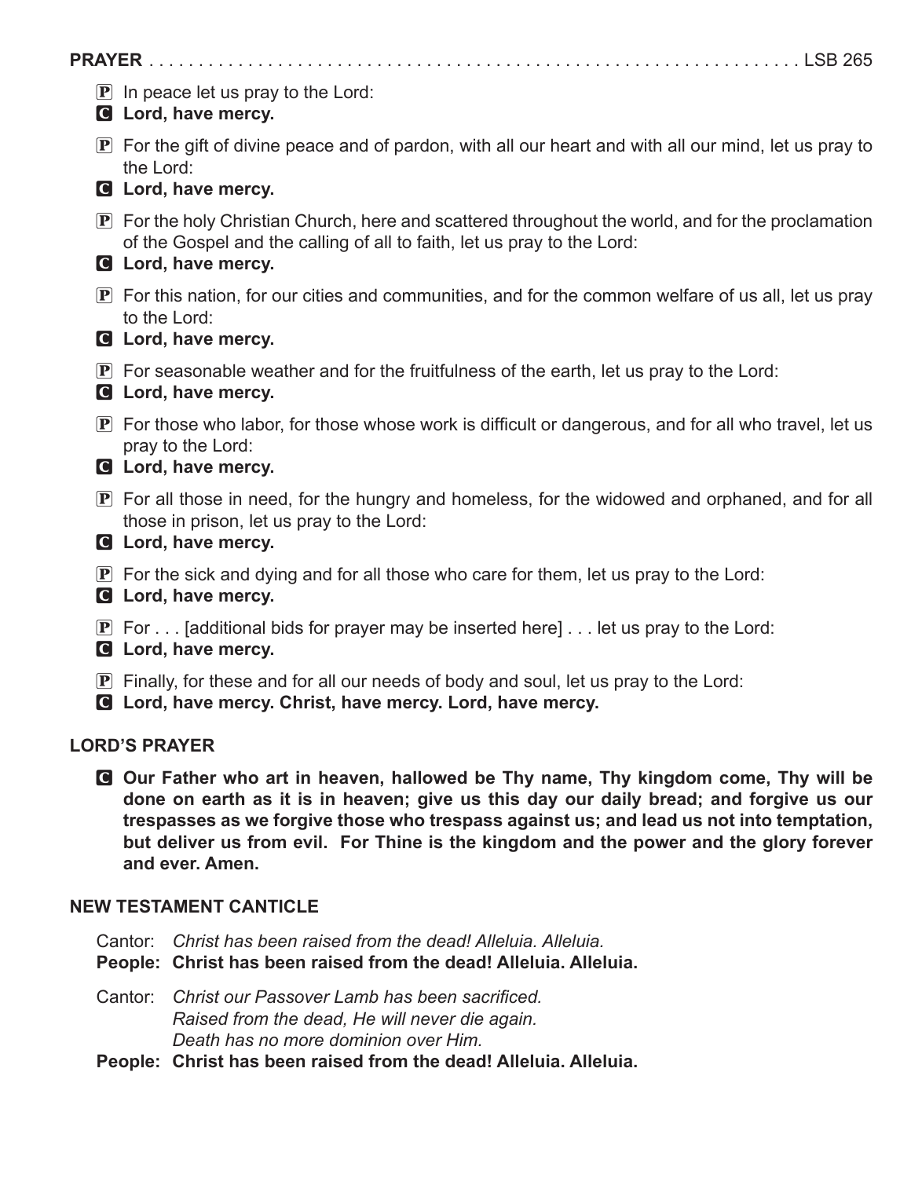**PRAYER** . . . . . . . . . . . . . . . . . . . . . . . . . . . . . . . . . . . . . . . . . . . . . . . . . . . . . . . . . . . . . . . . . LSB 265

P In peace let us pray to the Lord:

C **Lord, have mercy.**

P For the gift of divine peace and of pardon, with all our heart and with all our mind, let us pray to the Lord:

C **Lord, have mercy.**

P For the holy Christian Church, here and scattered throughout the world, and for the proclamation of the Gospel and the calling of all to faith, let us pray to the Lord:

C **Lord, have mercy.**

P For this nation, for our cities and communities, and for the common welfare of us all, let us pray to the Lord:

C **Lord, have mercy.**

P For seasonable weather and for the fruitfulness of the earth, let us pray to the Lord:

C **Lord, have mercy.**

P For those who labor, for those whose work is difficult or dangerous, and for all who travel, let us pray to the Lord:

C **Lord, have mercy.**

P For all those in need, for the hungry and homeless, for the widowed and orphaned, and for all those in prison, let us pray to the Lord:

C **Lord, have mercy.**

P For the sick and dying and for all those who care for them, let us pray to the Lord:

C **Lord, have mercy.**

P For . . . [additional bids for prayer may be inserted here] . . . let us pray to the Lord:

C **Lord, have mercy.**

P Finally, for these and for all our needs of body and soul, let us pray to the Lord:

C **Lord, have mercy. Christ, have mercy. Lord, have mercy.**

## LORD'S PRAYER

C **Our Father who art in heaven, hallowed be Thy name, Thy kingdom come, Thy will be done on earth as it is in heaven; give us this day our daily bread; and forgive us our trespasses as we forgive those who trespass against us; and lead us not into temptation, but deliver us from evil. For Thine is the kingdom and the power and the glory forever and ever. Amen.**

## NEW TESTAMENT CANTICLE

Cantor: *Christ has been raised from the dead! Alleluia. Alleluia.*

**People: Christ has been raised from the dead! Alleluia. Alleluia.**

Cantor: *Christ our Passover Lamb has been sacrificed.*
*Raised from the dead, He will never die again.*
*Death has no more dominion over Him.*

**People: Christ has been raised from the dead! Alleluia. Alleluia.**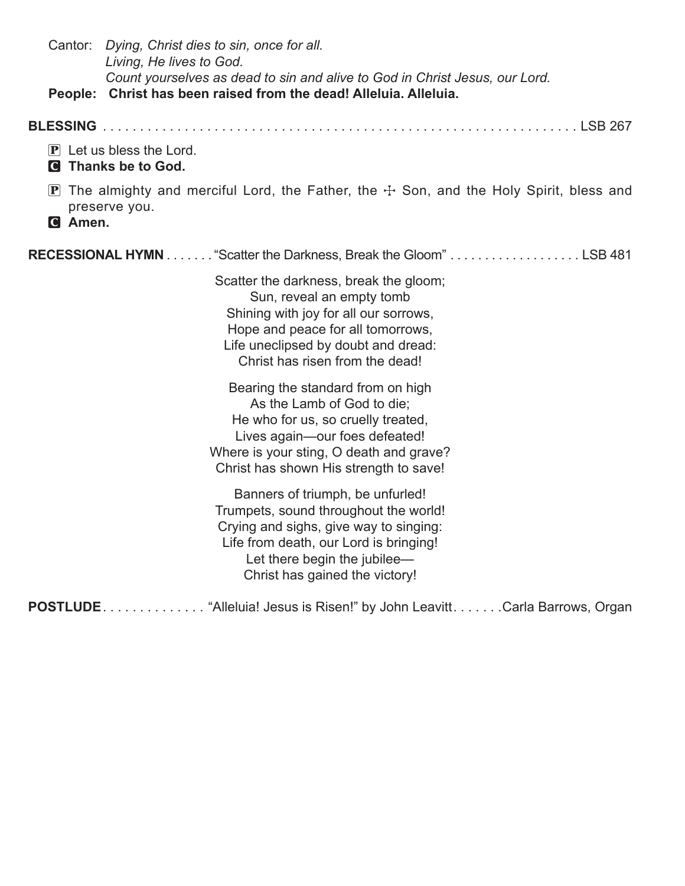Cantor: *Dying, Christ dies to sin, once for all.*
*Living, He lives to God.*
*Count yourselves as dead to sin and alive to God in Christ Jesus, our Lord.*

**People: Christ has been raised from the dead! Alleluia. Alleluia.**

**BLESSING** . . . . . . . . . . . . . . . . . . . . . . . . . . . . . . . . . . . . . . . . . . . . . . . . . . . . . . . . . . . . . LSB 267

P Let us bless the Lord.
**C Thanks be to God.**

P The almighty and merciful Lord, the Father, the ☩ Son, and the Holy Spirit, bless and preserve you.
**C Amen.**

**RECESSIONAL HYMN** . . . . . . . "Scatter the Darkness, Break the Gloom" . . . . . . . . . . . . . . . . . . LSB 481

Scatter the darkness, break the gloom;
Sun, reveal an empty tomb
Shining with joy for all our sorrows,
Hope and peace for all tomorrows,
Life uneclipsed by doubt and dread:
Christ has risen from the dead!

Bearing the standard from on high
As the Lamb of God to die;
He who for us, so cruelly treated,
Lives again—our foes defeated!
Where is your sting, O death and grave?
Christ has shown His strength to save!

Banners of triumph, be unfurled!
Trumpets, sound throughout the world!
Crying and sighs, give way to singing:
Life from death, our Lord is bringing!
Let there begin the jubilee—
Christ has gained the victory!

**POSTLUDE**. . . . . . . . . . . . . . "Alleluia! Jesus is Risen!" by John Leavitt. . . . . . .Carla Barrows, Organ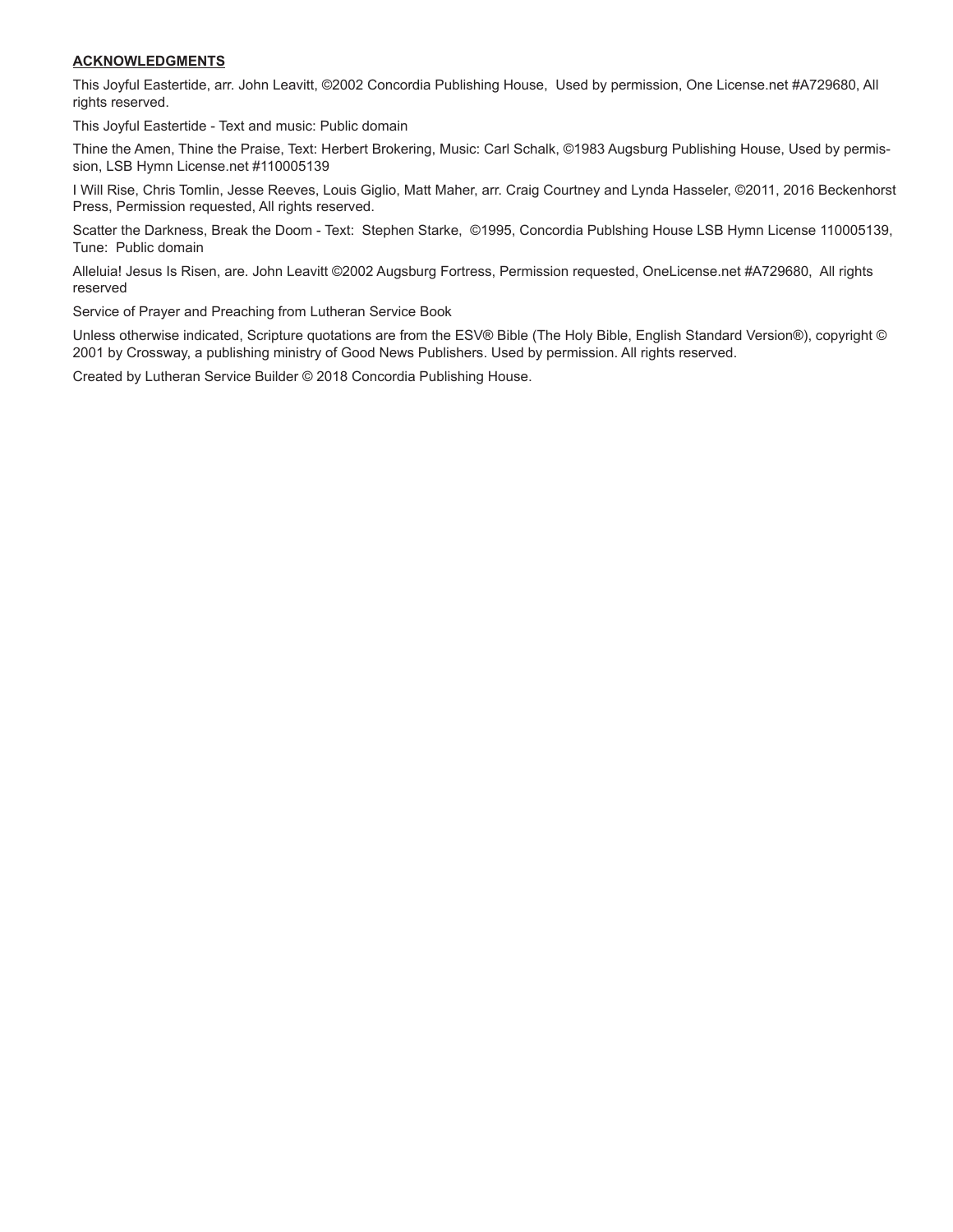**ACKNOWLEDGMENTS**

This Joyful Eastertide, arr. John Leavitt, ©2002 Concordia Publishing House, Used by permission, One License.net #A729680, All rights reserved.

This Joyful Eastertide - Text and music: Public domain

Thine the Amen, Thine the Praise, Text: Herbert Brokering, Music: Carl Schalk, ©1983 Augsburg Publishing House, Used by permission, LSB Hymn License.net #110005139

I Will Rise, Chris Tomlin, Jesse Reeves, Louis Giglio, Matt Maher, arr. Craig Courtney and Lynda Hasseler, ©2011, 2016 Beckenhorst Press, Permission requested, All rights reserved.

Scatter the Darkness, Break the Doom - Text: Stephen Starke, ©1995, Concordia Publshing House LSB Hymn License 110005139, Tune: Public domain

Alleluia! Jesus Is Risen, are. John Leavitt ©2002 Augsburg Fortress, Permission requested, OneLicense.net #A729680, All rights reserved

Service of Prayer and Preaching from Lutheran Service Book

Unless otherwise indicated, Scripture quotations are from the ESV® Bible (The Holy Bible, English Standard Version®), copyright © 2001 by Crossway, a publishing ministry of Good News Publishers. Used by permission. All rights reserved.

Created by Lutheran Service Builder © 2018 Concordia Publishing House.